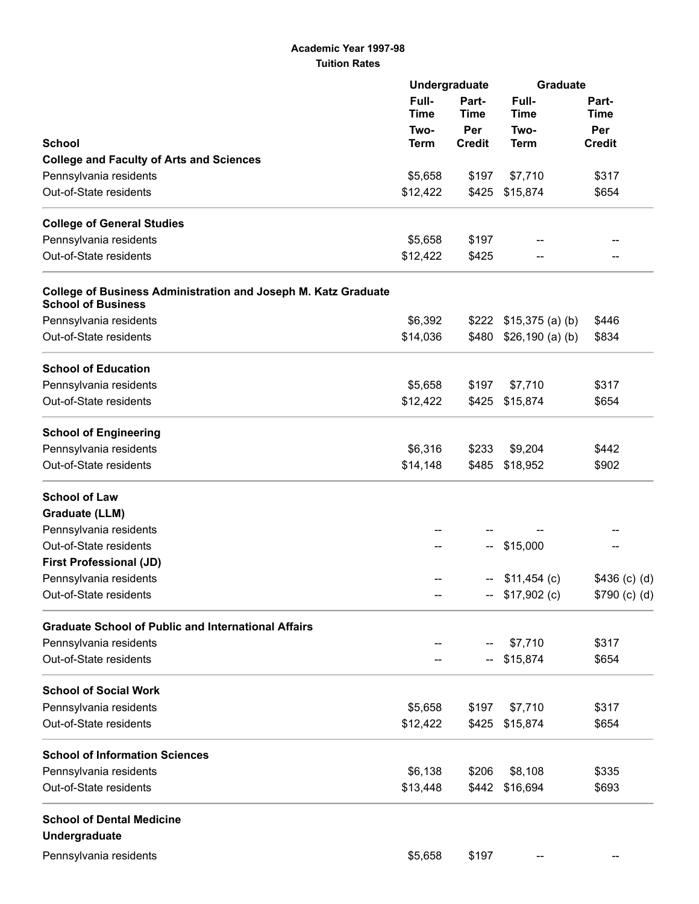**Academic Year 1997-98**

**Tuition Rates**

| | Undergraduate | | Graduate | |
|---|---|---|---|---|
| | Full-Time | Part-Time | Full-Time | Part-Time |
| **School** | Two-Term | Per Credit | Two-Term | Per Credit |
| **College and Faculty of Arts and Sciences** | | | | |
| Pennsylvania residents | $5,658 | $197 | $7,710 | $317 |
| Out-of-State residents | $12,422 | $425 | $15,874 | $654 |
| **College of General Studies** | | | | |
| Pennsylvania residents | $5,658 | $197 | -- | -- |
| Out-of-State residents | $12,422 | $425 | -- | -- |
| **College of Business Administration and Joseph M. Katz Graduate School of Business** | | | | |
| Pennsylvania residents | $6,392 | $222 | $15,375 (a) (b) | $446 |
| Out-of-State residents | $14,036 | $480 | $26,190 (a) (b) | $834 |
| **School of Education** | | | | |
| Pennsylvania residents | $5,658 | $197 | $7,710 | $317 |
| Out-of-State residents | $12,422 | $425 | $15,874 | $654 |
| **School of Engineering** | | | | |
| Pennsylvania residents | $6,316 | $233 | $9,204 | $442 |
| Out-of-State residents | $14,148 | $485 | $18,952 | $902 |
| **School of Law** | | | | |
| **Graduate (LLM)** | | | | |
| Pennsylvania residents | -- | -- | -- | -- |
| Out-of-State residents | -- | -- | $15,000 | -- |
| **First Professional (JD)** | | | | |
| Pennsylvania residents | -- | -- | $11,454 (c) | $436 (c) (d) |
| Out-of-State residents | -- | -- | $17,902 (c) | $790 (c) (d) |
| **Graduate School of Public and International Affairs** | | | | |
| Pennsylvania residents | -- | -- | $7,710 | $317 |
| Out-of-State residents | -- | -- | $15,874 | $654 |
| **School of Social Work** | | | | |
| Pennsylvania residents | $5,658 | $197 | $7,710 | $317 |
| Out-of-State residents | $12,422 | $425 | $15,874 | $654 |
| **School of Information Sciences** | | | | |
| Pennsylvania residents | $6,138 | $206 | $8,108 | $335 |
| Out-of-State residents | $13,448 | $442 | $16,694 | $693 |
| **School of Dental Medicine** | | | | |
| **Undergraduate** | | | | |
| Pennsylvania residents | $5,658 | $197 | -- | -- |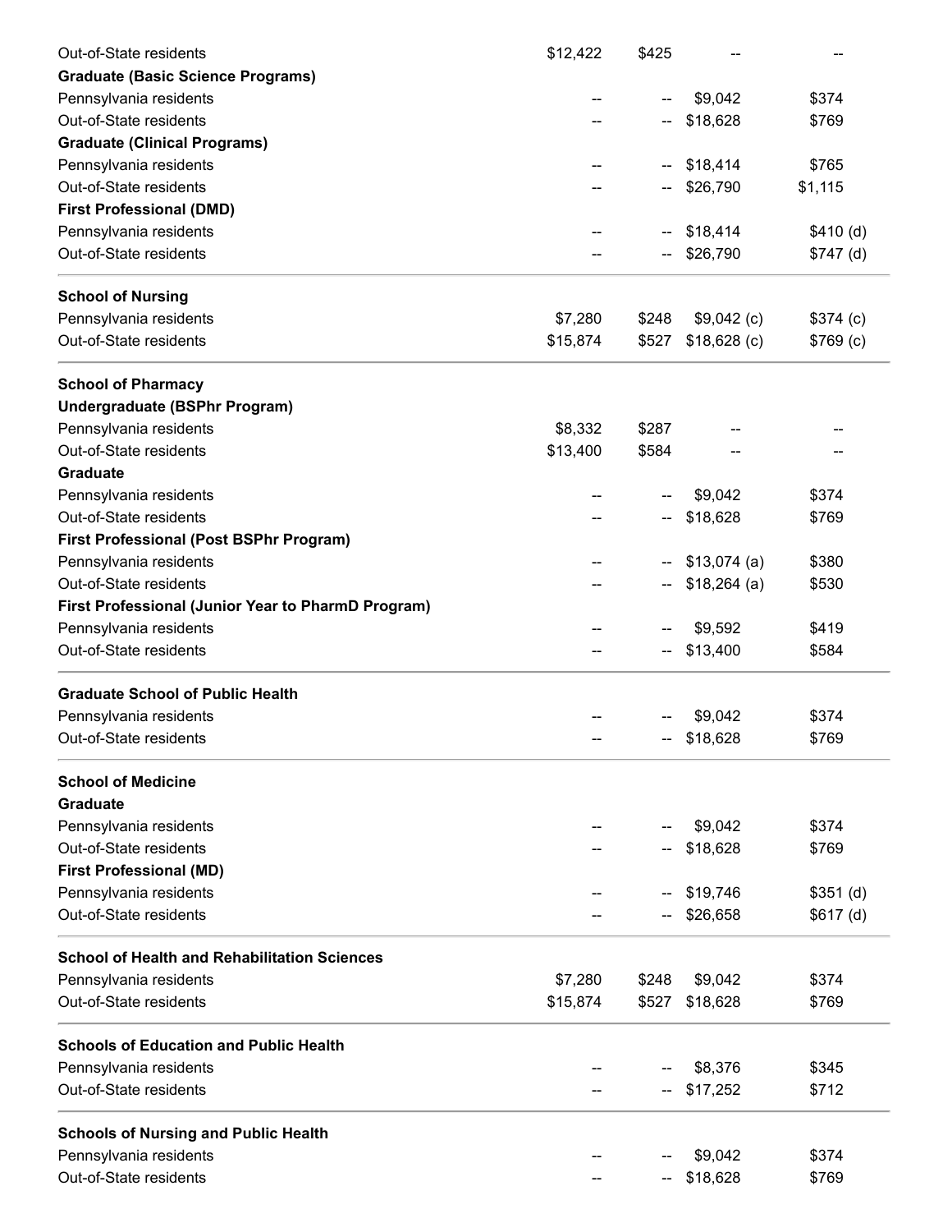| | | | | |
|---|---|---|---|---|
| Out-of-State residents | $12,422 | $425 | -- | -- |
| **Graduate (Basic Science Programs)** | | | | |
| Pennsylvania residents | -- | -- | $9,042 | $374 |
| Out-of-State residents | -- | -- | $18,628 | $769 |
| **Graduate (Clinical Programs)** | | | | |
| Pennsylvania residents | -- | -- | $18,414 | $765 |
| Out-of-State residents | -- | -- | $26,790 | $1,115 |
| **First Professional (DMD)** | | | | |
| Pennsylvania residents | -- | -- | $18,414 | $410 (d) |
| Out-of-State residents | -- | -- | $26,790 | $747 (d) |
| **School of Nursing** | | | | |
| Pennsylvania residents | $7,280 | $248 | $9,042 (c) | $374 (c) |
| Out-of-State residents | $15,874 | $527 | $18,628 (c) | $769 (c) |
| **School of Pharmacy** | | | | |
| **Undergraduate (BSPhr Program)** | | | | |
| Pennsylvania residents | $8,332 | $287 | -- | -- |
| Out-of-State residents | $13,400 | $584 | -- | -- |
| **Graduate** | | | | |
| Pennsylvania residents | -- | -- | $9,042 | $374 |
| Out-of-State residents | -- | -- | $18,628 | $769 |
| **First Professional (Post BSPhr Program)** | | | | |
| Pennsylvania residents | -- | -- | $13,074 (a) | $380 |
| Out-of-State residents | -- | -- | $18,264 (a) | $530 |
| **First Professional (Junior Year to PharmD Program)** | | | | |
| Pennsylvania residents | -- | -- | $9,592 | $419 |
| Out-of-State residents | -- | -- | $13,400 | $584 |
| **Graduate School of Public Health** | | | | |
| Pennsylvania residents | -- | -- | $9,042 | $374 |
| Out-of-State residents | -- | -- | $18,628 | $769 |
| **School of Medicine** | | | | |
| **Graduate** | | | | |
| Pennsylvania residents | -- | -- | $9,042 | $374 |
| Out-of-State residents | -- | -- | $18,628 | $769 |
| **First Professional (MD)** | | | | |
| Pennsylvania residents | -- | -- | $19,746 | $351 (d) |
| Out-of-State residents | -- | -- | $26,658 | $617 (d) |
| **School of Health and Rehabilitation Sciences** | | | | |
| Pennsylvania residents | $7,280 | $248 | $9,042 | $374 |
| Out-of-State residents | $15,874 | $527 | $18,628 | $769 |
| **Schools of Education and Public Health** | | | | |
| Pennsylvania residents | -- | -- | $8,376 | $345 |
| Out-of-State residents | -- | -- | $17,252 | $712 |
| **Schools of Nursing and Public Health** | | | | |
| Pennsylvania residents | -- | -- | $9,042 | $374 |
| Out-of-State residents | -- | -- | $18,628 | $769 |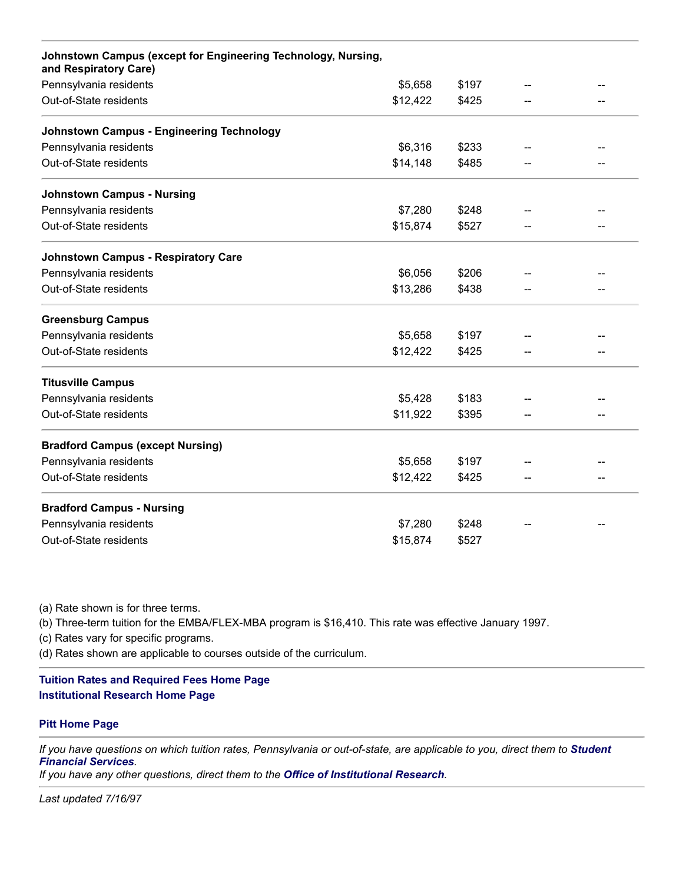| | | | | |
|---|---|---|---|---|
| **Johnstown Campus (except for Engineering Technology, Nursing, and Respiratory Care)** | | | | |
| Pennsylvania residents | $5,658 | $197 | -- | -- |
| Out-of-State residents | $12,422 | $425 | -- | -- |
| **Johnstown Campus - Engineering Technology** | | | | |
| Pennsylvania residents | $6,316 | $233 | -- | -- |
| Out-of-State residents | $14,148 | $485 | -- | -- |
| **Johnstown Campus - Nursing** | | | | |
| Pennsylvania residents | $7,280 | $248 | -- | -- |
| Out-of-State residents | $15,874 | $527 | -- | -- |
| **Johnstown Campus - Respiratory Care** | | | | |
| Pennsylvania residents | $6,056 | $206 | -- | -- |
| Out-of-State residents | $13,286 | $438 | -- | -- |
| **Greensburg Campus** | | | | |
| Pennsylvania residents | $5,658 | $197 | -- | -- |
| Out-of-State residents | $12,422 | $425 | -- | -- |
| **Titusville Campus** | | | | |
| Pennsylvania residents | $5,428 | $183 | -- | -- |
| Out-of-State residents | $11,922 | $395 | -- | -- |
| **Bradford Campus (except Nursing)** | | | | |
| Pennsylvania residents | $5,658 | $197 | -- | -- |
| Out-of-State residents | $12,422 | $425 | -- | -- |
| **Bradford Campus - Nursing** | | | | |
| Pennsylvania residents | $7,280 | $248 | -- | -- |
| Out-of-State residents | $15,874 | $527 | | |

(a) Rate shown is for three terms.

(b) Three-term tuition for the EMBA/FLEX-MBA program is $16,410. This rate was effective January 1997.

(c) Rates vary for specific programs.

(d) Rates shown are applicable to courses outside of the curriculum.

**Tuition Rates and Required Fees Home Page**
**Institutional Research Home Page**

**Pitt Home Page**

*If you have questions on which tuition rates, Pennsylvania or out-of-state, are applicable to you, direct them to **Student Financial Services**.*
*If you have any other questions, direct them to the **Office of Institutional Research**.*

*Last updated 7/16/97*